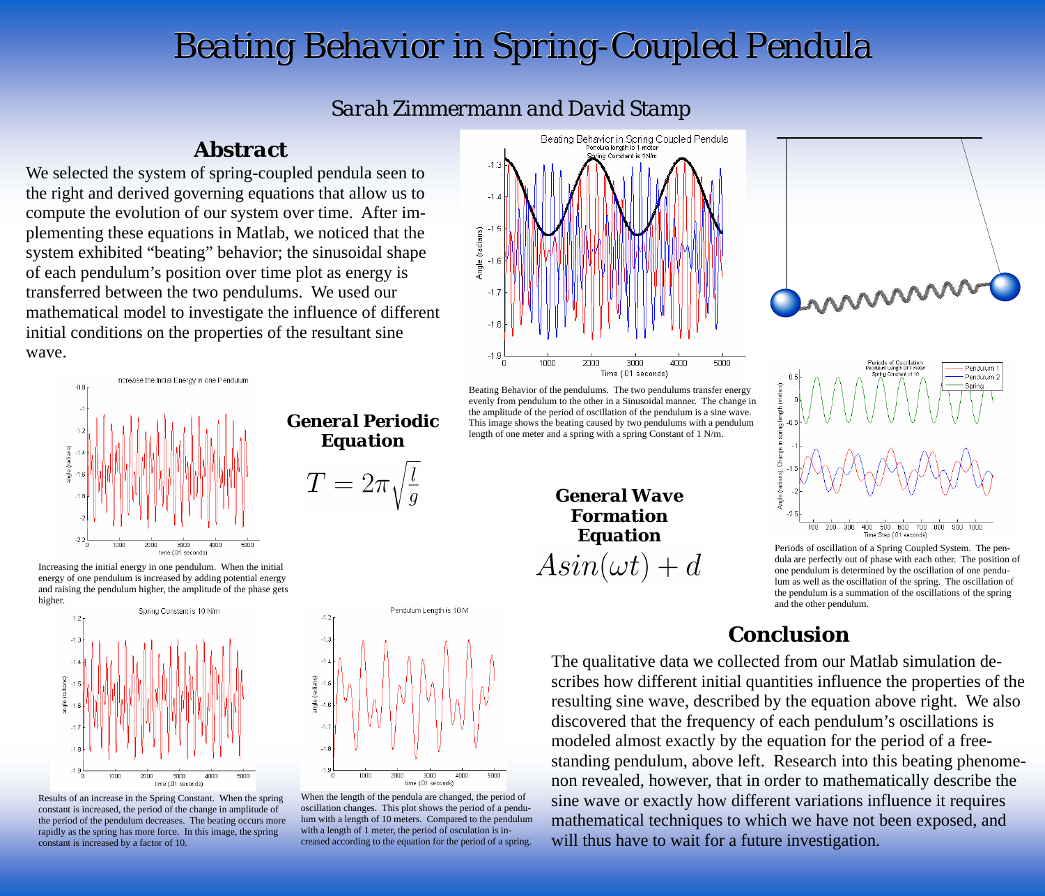// Beating Behavior in Spring-Coupled Pendula

*Sarah Zimmermann and David Stamp*

## Abstract

We selected the system of spring-coupled pendula seen to the right and derived governing equations that allow us to compute the evolution of our system over time. After implementing these equations in Matlab, we noticed that the system exhibited "beating" behavior; the sinusoidal shape of each pendulum's position over time plot as energy is transferred between the two pendulums. We used our mathematical model to investigate the influence of different initial conditions on the properties of the resultant sine wave.

Beating Behavior of the pendulums. The two pendulums transfer energy evenly from pendulum to the other in a Sinusoidal manner. The change in the amplitude of the period of oscillation of the pendulum is a sine wave. This image shows the beating caused by two pendulums with a pendulum length of one meter and a spring with a spring Constant of 1 N/m.

Increasing the initial energy in one pendulum. When the initial energy of one pendulum is increased by adding potential energy and raising the pendulum higher, the amplitude of the phase gets higher.

### General Periodic Equation

$$T = 2\pi\sqrt{\frac{l}{g}}$$

### General Wave Formation Equation

$$A\sin(\omega t) + d$$

Periods of oscillation of a Spring Coupled System. The pendula are perfectly out of phase with each other. The position of one pendulum is determined by the oscillation of one pendulum as well as the oscillation of the spring. The oscillation of the pendulum is a summation of the oscillations of the spring and the other pendulum.

Results of an increase in the Spring Constant. When the spring constant is increased, the period of the change in amplitude of the period of the pendulum decreases. The beating occurs more rapidly as the spring has more force. In this image, the spring constant is increased by a factor of 10.

When the length of the pendula are changed, the period of oscillation changes. This plot shows the period of a pendulum with a length of 10 meters. Compared to the pendulum with a length of 1 meter, the period of osculation is increased according to the equation for the period of a spring.

## Conclusion

The qualitative data we collected from our Matlab simulation describes how different initial quantities influence the properties of the resulting sine wave, described by the equation above right. We also discovered that the frequency of each pendulum's oscillations is modeled almost exactly by the equation for the period of a free-standing pendulum, above left. Research into this beating phenomenon revealed, however, that in order to mathematically describe the sine wave or exactly how different variations influence it requires mathematical techniques to which we have not been exposed, and will thus have to wait for a future investigation.